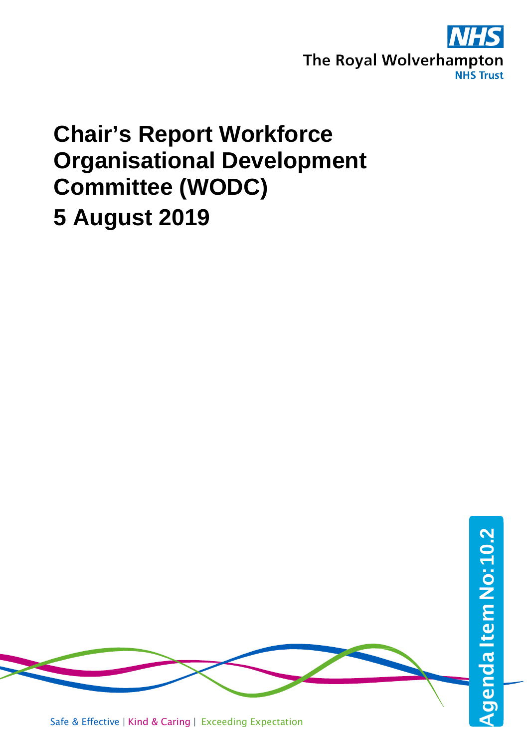The Royal Wolverhampton NHS Trust

# Chair's Report Workforce Organisational Development Committee (WODC)

# 5 August 2019

Agenda Item No: 10.2

Safe & Effective | Kind & Caring | Exceeding Expectation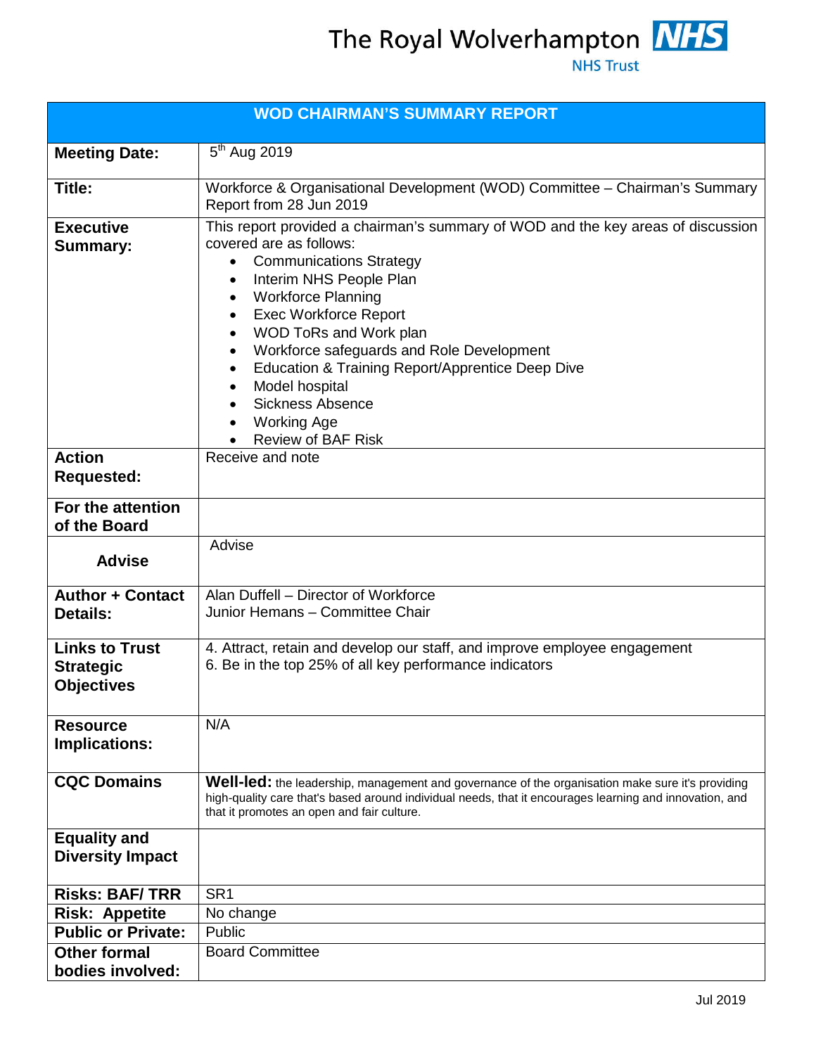The Royal Wolverhampton NHS Trust

| WOD CHAIRMAN'S SUMMARY REPORT | |
|---|---|
| **Meeting Date:** | 5th Aug 2019 |
| **Title:** | Workforce & Organisational Development (WOD) Committee – Chairman's Summary Report from 28 Jun 2019 |
| **Executive Summary:** | This report provided a chairman's summary of WOD and the key areas of discussion covered are as follows:<br>• Communications Strategy<br>• Interim NHS People Plan<br>• Workforce Planning<br>• Exec Workforce Report<br>• WOD ToRs and Work plan<br>• Workforce safeguards and Role Development<br>• Education & Training Report/Apprentice Deep Dive<br>• Model hospital<br>• Sickness Absence<br>• Working Age<br>• Review of BAF Risk |
| **Action Requested:** | Receive and note |
| **For the attention of the Board** | |
| **Advise** | Advise |
| **Author + Contact Details:** | Alan Duffell – Director of Workforce<br>Junior Hemans – Committee Chair |
| **Links to Trust Strategic Objectives** | 4. Attract, retain and develop our staff, and improve employee engagement<br>6. Be in the top 25% of all key performance indicators |
| **Resource Implications:** | N/A |
| **CQC Domains** | **Well-led:** the leadership, management and governance of the organisation make sure it's providing high-quality care that's based around individual needs, that it encourages learning and innovation, and that it promotes an open and fair culture. |
| **Equality and Diversity Impact** | |
| **Risks: BAF/ TRR** | SR1 |
| **Risk: Appetite** | No change |
| **Public or Private:** | Public |
| **Other formal bodies involved:** | Board Committee |

Jul 2019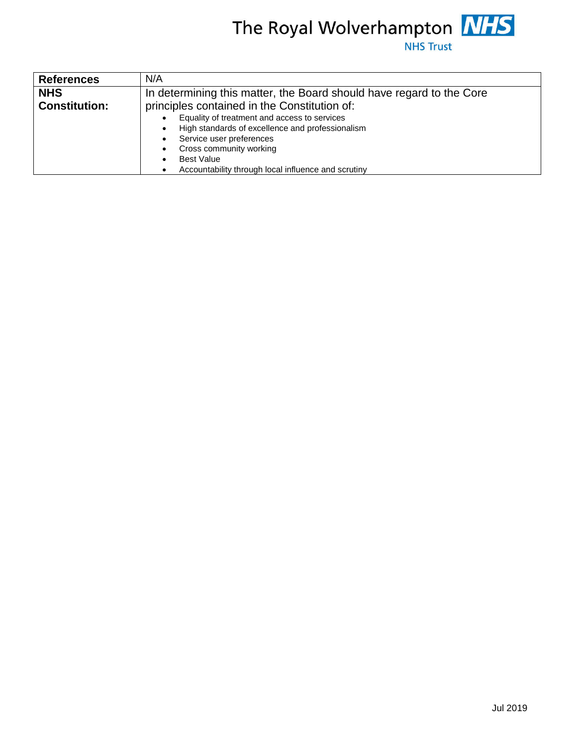| **References** | N/A |
|---|---|
| **NHS Constitution:** | In determining this matter, the Board should have regard to the Core principles contained in the Constitution of:<br>• Equality of treatment and access to services<br>• High standards of excellence and professionalism<br>• Service user preferences<br>• Cross community working<br>• Best Value<br>• Accountability through local influence and scrutiny |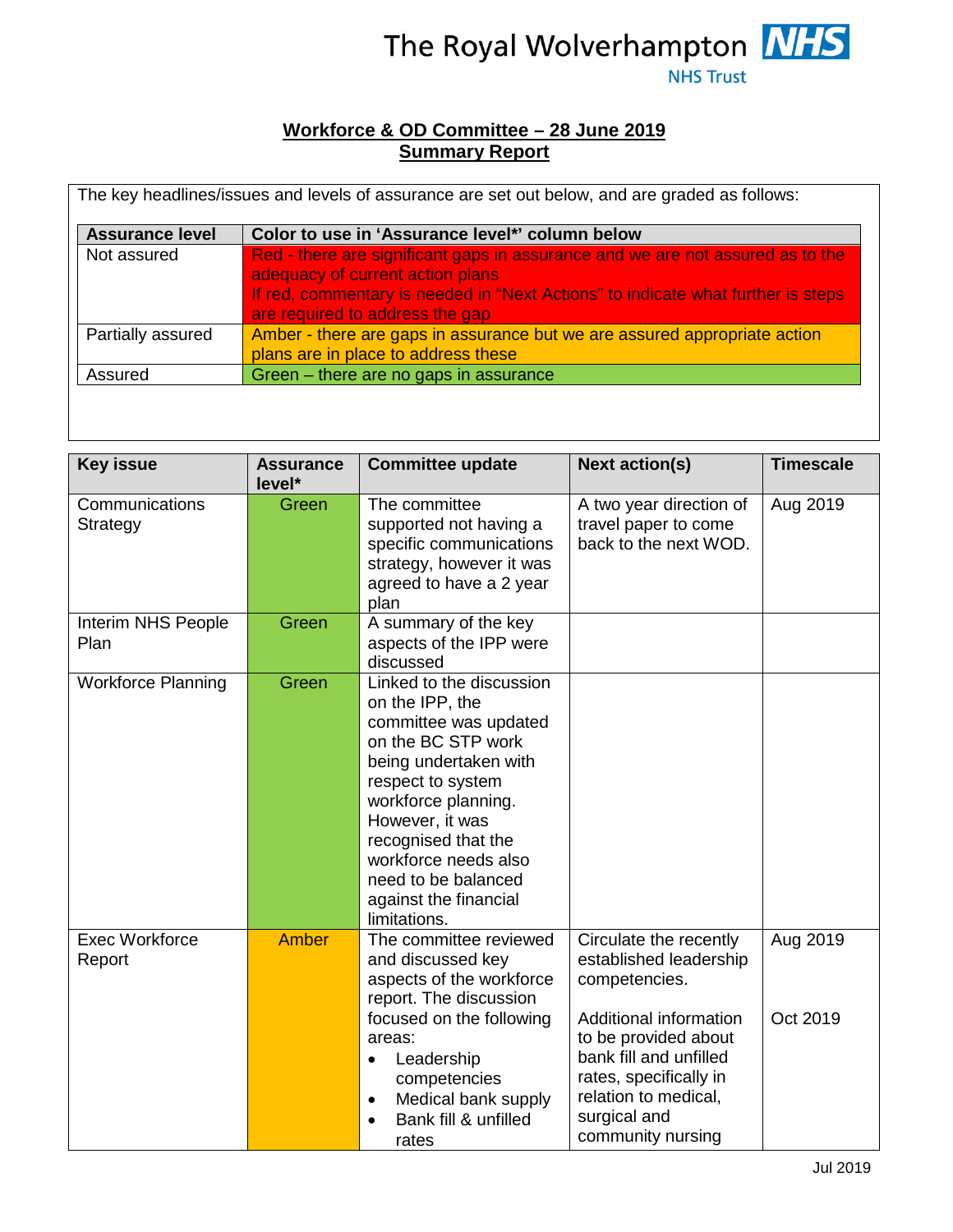The Royal Wolverhampton NHS Trust

**Workforce & OD Committee – 28 June 2019**
**Summary Report**

The key headlines/issues and levels of assurance are set out below, and are graded as follows:

| Assurance level | Color to use in 'Assurance level*' column below |
|---|---|
| Not assured | Red - there are significant gaps in assurance and we are not assured as to the adequacy of current action plans<br>If red, commentary is needed in "Next Actions" to indicate what further is steps are required to address the gap |
| Partially assured | Amber - there are gaps in assurance but we are assured appropriate action plans are in place to address these |
| Assured | Green – there are no gaps in assurance |

| Key issue | Assurance level* | Committee update | Next action(s) | Timescale |
|---|---|---|---|---|
| Communications Strategy | Green | The committee supported not having a specific communications strategy, however it was agreed to have a 2 year plan | A two year direction of travel paper to come back to the next WOD. | Aug 2019 |
| Interim NHS People Plan | Green | A summary of the key aspects of the IPP were discussed | | |
| Workforce Planning | Green | Linked to the discussion on the IPP, the committee was updated on the BC STP work being undertaken with respect to system workforce planning. However, it was recognised that the workforce needs also need to be balanced against the financial limitations. | | |
| Exec Workforce Report | Amber | The committee reviewed and discussed key aspects of the workforce report. The discussion focused on the following areas:<br>• Leadership competencies<br>• Medical bank supply<br>• Bank fill & unfilled rates | Circulate the recently established leadership competencies.<br><br>Additional information to be provided about bank fill and unfilled rates, specifically in relation to medical, surgical and community nursing | Aug 2019<br><br>Oct 2019 |

Jul 2019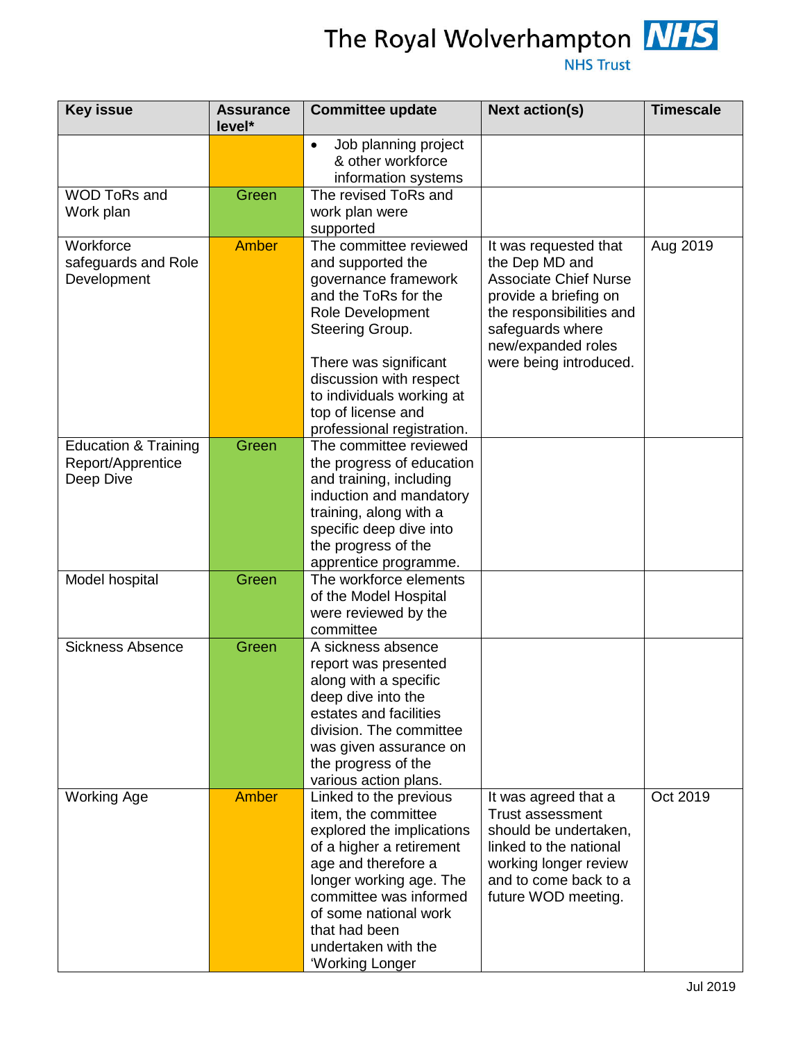| Key issue | Assurance level* | Committee update | Next action(s) | Timescale |
|---|---|---|---|---|
| | | • Job planning project & other workforce information systems | | |
| WOD ToRs and Work plan | Green | The revised ToRs and work plan were supported | | |
| Workforce safeguards and Role Development | Amber | The committee reviewed and supported the governance framework and the ToRs for the Role Development Steering Group.<br><br>There was significant discussion with respect to individuals working at top of license and professional registration. | It was requested that the Dep MD and Associate Chief Nurse provide a briefing on the responsibilities and safeguards where new/expanded roles were being introduced. | Aug 2019 |
| Education & Training Report/Apprentice Deep Dive | Green | The committee reviewed the progress of education and training, including induction and mandatory training, along with a specific deep dive into the progress of the apprentice programme. | | |
| Model hospital | Green | The workforce elements of the Model Hospital were reviewed by the committee | | |
| Sickness Absence | Green | A sickness absence report was presented along with a specific deep dive into the estates and facilities division. The committee was given assurance on the progress of the various action plans. | | |
| Working Age | Amber | Linked to the previous item, the committee explored the implications of a higher a retirement age and therefore a longer working age. The committee was informed of some national work that had been undertaken with the 'Working Longer | It was agreed that a Trust assessment should be undertaken, linked to the national working longer review and to come back to a future WOD meeting. | Oct 2019 |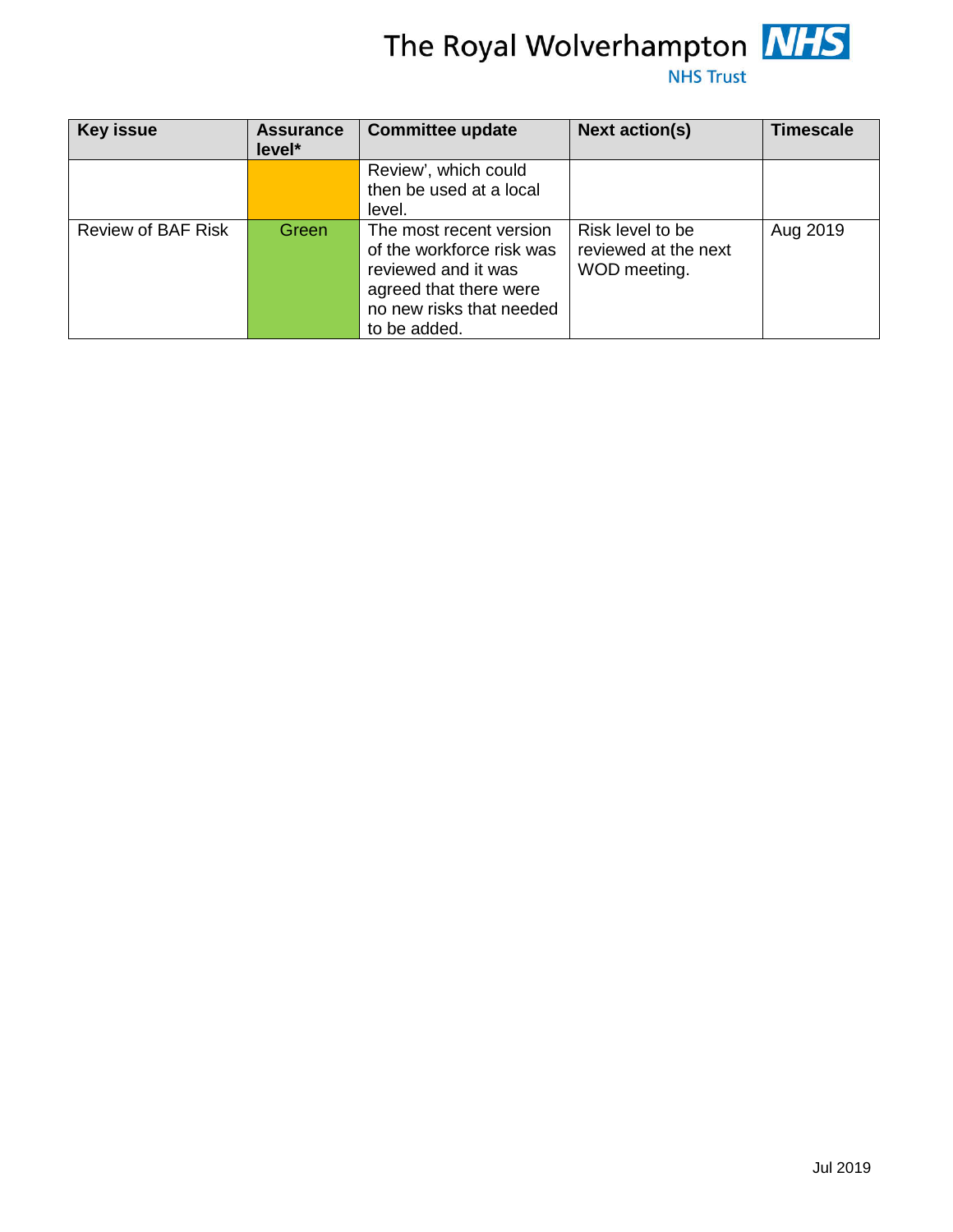| Key issue | Assurance level* | Committee update | Next action(s) | Timescale |
|---|---|---|---|---|
| | | Review', which could then be used at a local level. | | |
| Review of BAF Risk | Green | The most recent version of the workforce risk was reviewed and it was agreed that there were no new risks that needed to be added. | Risk level to be reviewed at the next WOD meeting. | Aug 2019 |